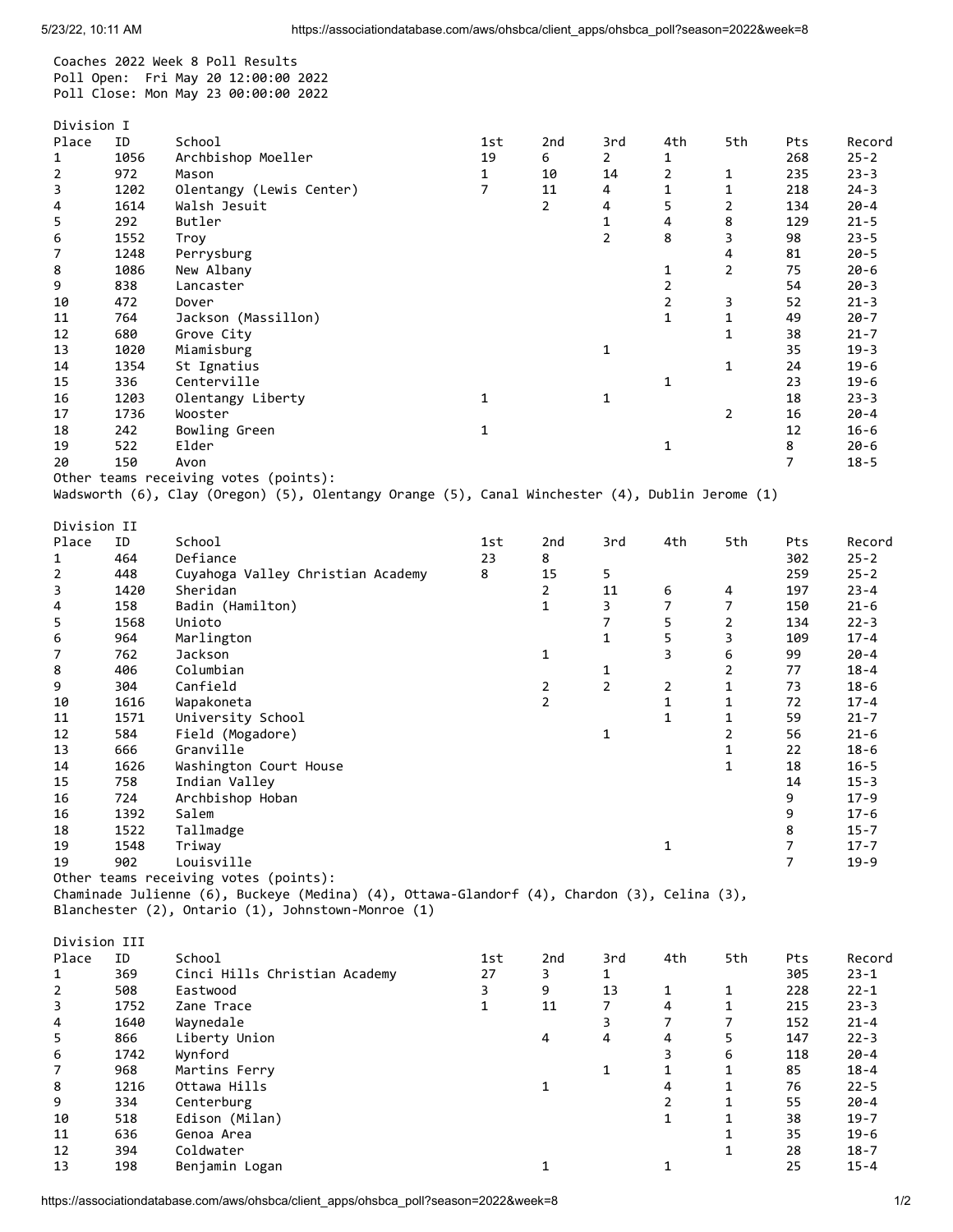Coaches 2022 Week 8 Poll Results
Poll Open: Fri May 20 12:00:00 2022
Poll Close: Mon May 23 00:00:00 2022

## Division I

| Place | ID | School | 1st | 2nd | 3rd | 4th | 5th | Pts | Record |
|---|---|---|---|---|---|---|---|---|---|
| 1 | 1056 | Archbishop Moeller | 19 | 6 | 2 | 1 | | 268 | 25-2 |
| 2 | 972 | Mason | 1 | 10 | 14 | 2 | 1 | 235 | 23-3 |
| 3 | 1202 | Olentangy (Lewis Center) | 7 | 11 | 4 | 1 | 1 | 218 | 24-3 |
| 4 | 1614 | Walsh Jesuit | | 2 | 4 | 5 | 2 | 134 | 20-4 |
| 5 | 292 | Butler | | | 1 | 4 | 8 | 129 | 21-5 |
| 6 | 1552 | Troy | | | 2 | 8 | 3 | 98 | 23-5 |
| 7 | 1248 | Perrysburg | | | | | 4 | 81 | 20-5 |
| 8 | 1086 | New Albany | | | | 1 | 2 | 75 | 20-6 |
| 9 | 838 | Lancaster | | | | 2 | | 54 | 20-3 |
| 10 | 472 | Dover | | | | 2 | 3 | 52 | 21-3 |
| 11 | 764 | Jackson (Massillon) | | | | 1 | 1 | 49 | 20-7 |
| 12 | 680 | Grove City | | | | | 1 | 38 | 21-7 |
| 13 | 1020 | Miamisburg | | | 1 | | | 35 | 19-3 |
| 14 | 1354 | St Ignatius | | | | | 1 | 24 | 19-6 |
| 15 | 336 | Centerville | | | | 1 | | 23 | 19-6 |
| 16 | 1203 | Olentangy Liberty | 1 | | 1 | | | 18 | 23-3 |
| 17 | 1736 | Wooster | | | | | 2 | 16 | 20-4 |
| 18 | 242 | Bowling Green | 1 | | | | | 12 | 16-6 |
| 19 | 522 | Elder | | | | 1 | | 8 | 20-6 |
| 20 | 150 | Avon | | | | | | 7 | 18-5 |

Other teams receiving votes (points):
Wadsworth (6), Clay (Oregon) (5), Olentangy Orange (5), Canal Winchester (4), Dublin Jerome (1)

## Division II

| Place | ID | School | 1st | 2nd | 3rd | 4th | 5th | Pts | Record |
|---|---|---|---|---|---|---|---|---|---|
| 1 | 464 | Defiance | 23 | 8 | | | | 302 | 25-2 |
| 2 | 448 | Cuyahoga Valley Christian Academy | 8 | 15 | 5 | | | 259 | 25-2 |
| 3 | 1420 | Sheridan | | 2 | 11 | 6 | 4 | 197 | 23-4 |
| 4 | 158 | Badin (Hamilton) | | 1 | 3 | 7 | 7 | 150 | 21-6 |
| 5 | 1568 | Unioto | | | 7 | 5 | 2 | 134 | 22-3 |
| 6 | 964 | Marlington | | | 1 | 5 | 3 | 109 | 17-4 |
| 7 | 762 | Jackson | | 1 | | 3 | 6 | 99 | 20-4 |
| 8 | 406 | Columbian | | | 1 | | 2 | 77 | 18-4 |
| 9 | 304 | Canfield | | 2 | 2 | 2 | 1 | 73 | 18-6 |
| 10 | 1616 | Wapakoneta | | 2 | | 1 | 1 | 72 | 17-4 |
| 11 | 1571 | University School | | | | 1 | 1 | 59 | 21-7 |
| 12 | 584 | Field (Mogadore) | | | 1 | | 2 | 56 | 21-6 |
| 13 | 666 | Granville | | | | | 1 | 22 | 18-6 |
| 14 | 1626 | Washington Court House | | | | | 1 | 18 | 16-5 |
| 15 | 758 | Indian Valley | | | | | | 14 | 15-3 |
| 16 | 724 | Archbishop Hoban | | | | | | 9 | 17-9 |
| 16 | 1392 | Salem | | | | | | 9 | 17-6 |
| 18 | 1522 | Tallmadge | | | | | | 8 | 15-7 |
| 19 | 1548 | Triway | | | | 1 | | 7 | 17-7 |
| 19 | 902 | Louisville | | | | | | 7 | 19-9 |

Other teams receiving votes (points):
Chaminade Julienne (6), Buckeye (Medina) (4), Ottawa-Glandorf (4), Chardon (3), Celina (3), Blanchester (2), Ontario (1), Johnstown-Monroe (1)

## Division III

| Place | ID | School | 1st | 2nd | 3rd | 4th | 5th | Pts | Record |
|---|---|---|---|---|---|---|---|---|---|
| 1 | 369 | Cinci Hills Christian Academy | 27 | 3 | 1 | | | 305 | 23-1 |
| 2 | 508 | Eastwood | 3 | 9 | 13 | 1 | 1 | 228 | 22-1 |
| 3 | 1752 | Zane Trace | 1 | 11 | 7 | 4 | 1 | 215 | 23-3 |
| 4 | 1640 | Waynedale | | | 3 | 7 | 7 | 152 | 21-4 |
| 5 | 866 | Liberty Union | | 4 | 4 | 4 | 5 | 147 | 22-3 |
| 6 | 1742 | Wynford | | | | 3 | 6 | 118 | 20-4 |
| 7 | 968 | Martins Ferry | | | 1 | 1 | 1 | 85 | 18-4 |
| 8 | 1216 | Ottawa Hills | | 1 | | 4 | 1 | 76 | 22-5 |
| 9 | 334 | Centerburg | | | | 2 | 1 | 55 | 20-4 |
| 10 | 518 | Edison (Milan) | | | | 1 | 1 | 38 | 19-7 |
| 11 | 636 | Genoa Area | | | | | 1 | 35 | 19-6 |
| 12 | 394 | Coldwater | | | | | 1 | 28 | 18-7 |
| 13 | 198 | Benjamin Logan | | 1 | | 1 | | 25 | 15-4 |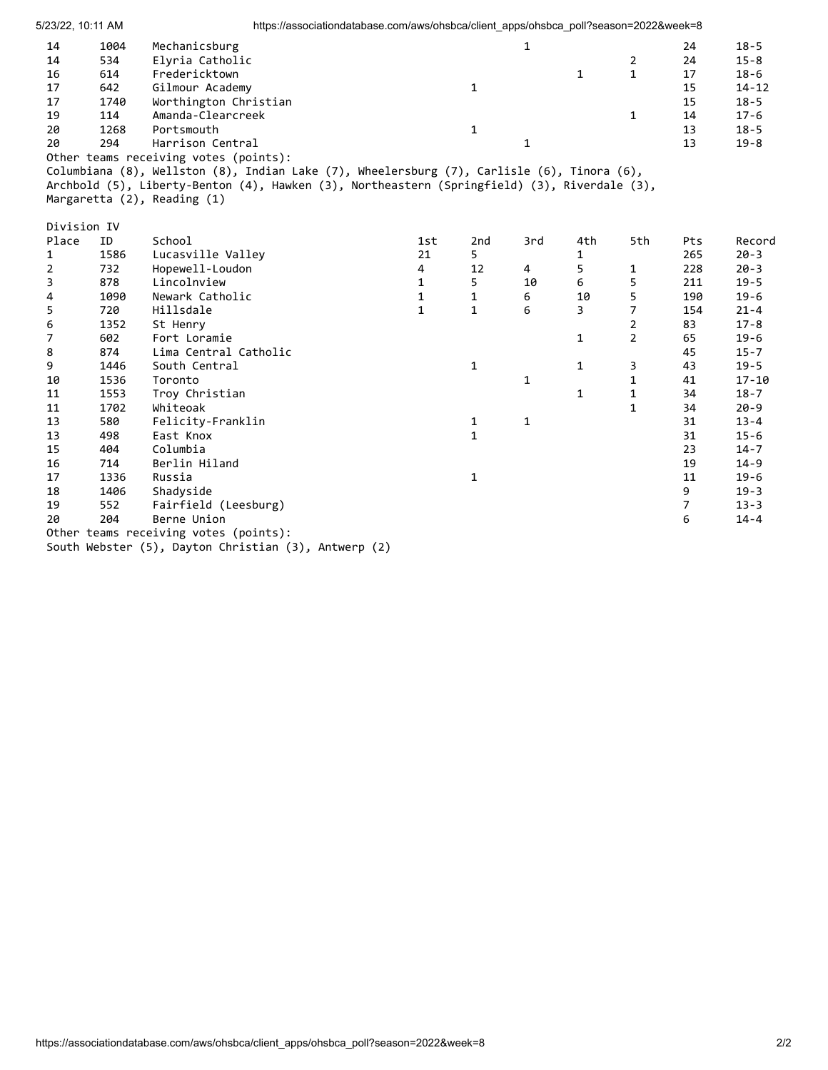| | | | | | | | | | |
|---|---|---|---|---|---|---|---|---|---|
| 14 | 1004 | Mechanicsburg | | | 1 | | | 24 | 18-5 |
| 14 | 534 | Elyria Catholic | | | | | 2 | 24 | 15-8 |
| 16 | 614 | Fredericktown | | | | 1 | 1 | 17 | 18-6 |
| 17 | 642 | Gilmour Academy | | 1 | | | | 15 | 14-12 |
| 17 | 1740 | Worthington Christian | | | | | | 15 | 18-5 |
| 19 | 114 | Amanda-Clearcreek | | | | | 1 | 14 | 17-6 |
| 20 | 1268 | Portsmouth | | 1 | | | | 13 | 18-5 |
| 20 | 294 | Harrison Central | | | 1 | | | 13 | 19-8 |

Other teams receiving votes (points):
Columbiana (8), Wellston (8), Indian Lake (7), Wheelersburg (7), Carlisle (6), Tinora (6), Archbold (5), Liberty-Benton (4), Hawken (3), Northeastern (Springfield) (3), Riverdale (3), Margaretta (2), Reading (1)

Division IV

| Place | ID | School | 1st | 2nd | 3rd | 4th | 5th | Pts | Record |
|---|---|---|---|---|---|---|---|---|---|
| 1 | 1586 | Lucasville Valley | 21 | 5 | | 1 | | 265 | 20-3 |
| 2 | 732 | Hopewell-Loudon | 4 | 12 | 4 | 5 | 1 | 228 | 20-3 |
| 3 | 878 | Lincolnview | 1 | 5 | 10 | 6 | 5 | 211 | 19-5 |
| 4 | 1090 | Newark Catholic | 1 | 1 | 6 | 10 | 5 | 190 | 19-6 |
| 5 | 720 | Hillsdale | 1 | 1 | 6 | 3 | 7 | 154 | 21-4 |
| 6 | 1352 | St Henry | | | | | 2 | 83 | 17-8 |
| 7 | 602 | Fort Loramie | | | | 1 | 2 | 65 | 19-6 |
| 8 | 874 | Lima Central Catholic | | | | | | 45 | 15-7 |
| 9 | 1446 | South Central | | 1 | | 1 | 3 | 43 | 19-5 |
| 10 | 1536 | Toronto | | | 1 | | 1 | 41 | 17-10 |
| 11 | 1553 | Troy Christian | | | | 1 | 1 | 34 | 18-7 |
| 11 | 1702 | Whiteoak | | | | | 1 | 34 | 20-9 |
| 13 | 580 | Felicity-Franklin | | 1 | 1 | | | 31 | 13-4 |
| 13 | 498 | East Knox | | 1 | | | | 31 | 15-6 |
| 15 | 404 | Columbia | | | | | | 23 | 14-7 |
| 16 | 714 | Berlin Hiland | | | | | | 19 | 14-9 |
| 17 | 1336 | Russia | | 1 | | | | 11 | 19-6 |
| 18 | 1406 | Shadyside | | | | | | 9 | 19-3 |
| 19 | 552 | Fairfield (Leesburg) | | | | | | 7 | 13-3 |
| 20 | 204 | Berne Union | | | | | | 6 | 14-4 |

Other teams receiving votes (points):
South Webster (5), Dayton Christian (3), Antwerp (2)